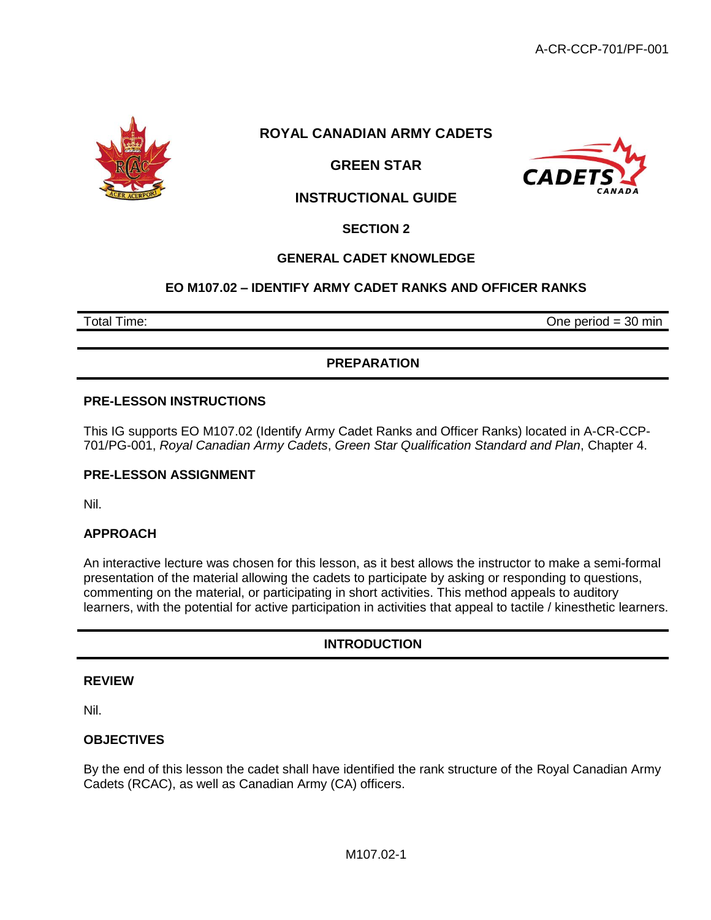# ROYAL CANADIAN ARMY CADETS

## GREEN STAR

## INSTRUCTIONAL GUIDE

## SECTION 2

## GENERAL CADET KNOWLEDGE

## EO M107.02 – IDENTIFY ARMY CADET RANKS AND OFFICER RANKS

| Total Time: | One period = 30 min |
|---|---|

## PREPARATION

### PRE-LESSON INSTRUCTIONS

This IG supports EO M107.02 (Identify Army Cadet Ranks and Officer Ranks) located in A-CR-CCP-701/PG-001, *Royal Canadian Army Cadets*, *Green Star Qualification Standard and Plan*, Chapter 4.

### PRE-LESSON ASSIGNMENT

Nil.

### APPROACH

An interactive lecture was chosen for this lesson, as it best allows the instructor to make a semi-formal presentation of the material allowing the cadets to participate by asking or responding to questions, commenting on the material, or participating in short activities. This method appeals to auditory learners, with the potential for active participation in activities that appeal to tactile / kinesthetic learners.

## INTRODUCTION

### REVIEW

Nil.

### OBJECTIVES

By the end of this lesson the cadet shall have identified the rank structure of the Royal Canadian Army Cadets (RCAC), as well as Canadian Army (CA) officers.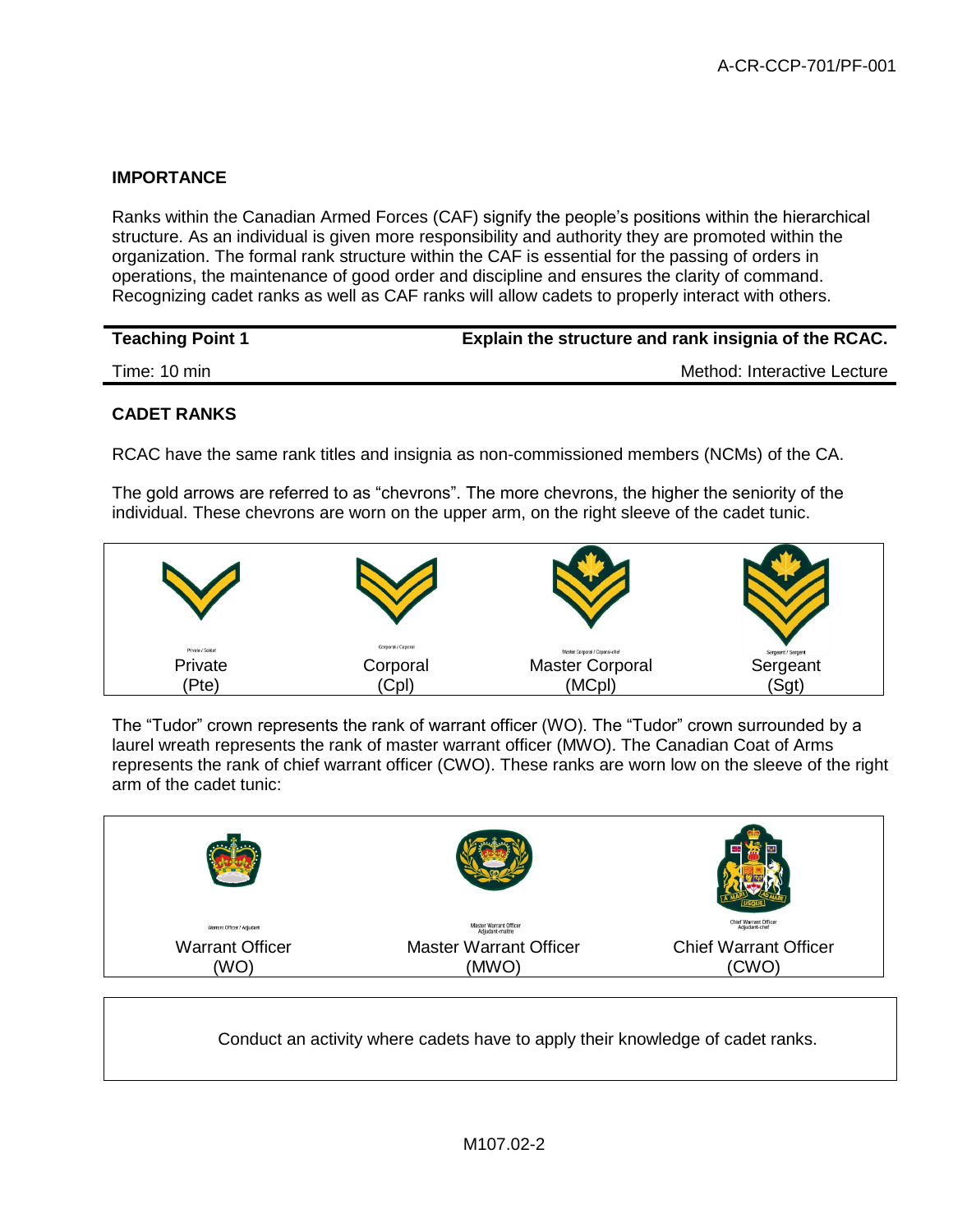## IMPORTANCE

Ranks within the Canadian Armed Forces (CAF) signify the people's positions within the hierarchical structure. As an individual is given more responsibility and authority they are promoted within the organization. The formal rank structure within the CAF is essential for the passing of orders in operations, the maintenance of good order and discipline and ensures the clarity of command. Recognizing cadet ranks as well as CAF ranks will allow cadets to properly interact with others.

| **Teaching Point 1** | **Explain the structure and rank insignia of the RCAC.** |
|---|---|
| Time: 10 min | Method: Interactive Lecture |

### CADET RANKS

RCAC have the same rank titles and insignia as non-commissioned members (NCMs) of the CA.

The gold arrows are referred to as "chevrons". The more chevrons, the higher the seniority of the individual. These chevrons are worn on the upper arm, on the right sleeve of the cadet tunic.

| Private / Soldat | Corporal / Caporal | Master Corporal / Caporal-chef | Sergeant / Sergent |
|---|---|---|---|
| Private (Pte) | Corporal (Cpl) | Master Corporal (MCpl) | Sergeant (Sgt) |

The "Tudor" crown represents the rank of warrant officer (WO). The "Tudor" crown surrounded by a laurel wreath represents the rank of master warrant officer (MWO). The Canadian Coat of Arms represents the rank of chief warrant officer (CWO). These ranks are worn low on the sleeve of the right arm of the cadet tunic:

| Warrant Officer / Adjudant | Master Warrant Officer / Adjudant-maître | Chief Warrant Officer / Adjudant-chef |
|---|---|---|
| Warrant Officer (WO) | Master Warrant Officer (MWO) | Chief Warrant Officer (CWO) |

Conduct an activity where cadets have to apply their knowledge of cadet ranks.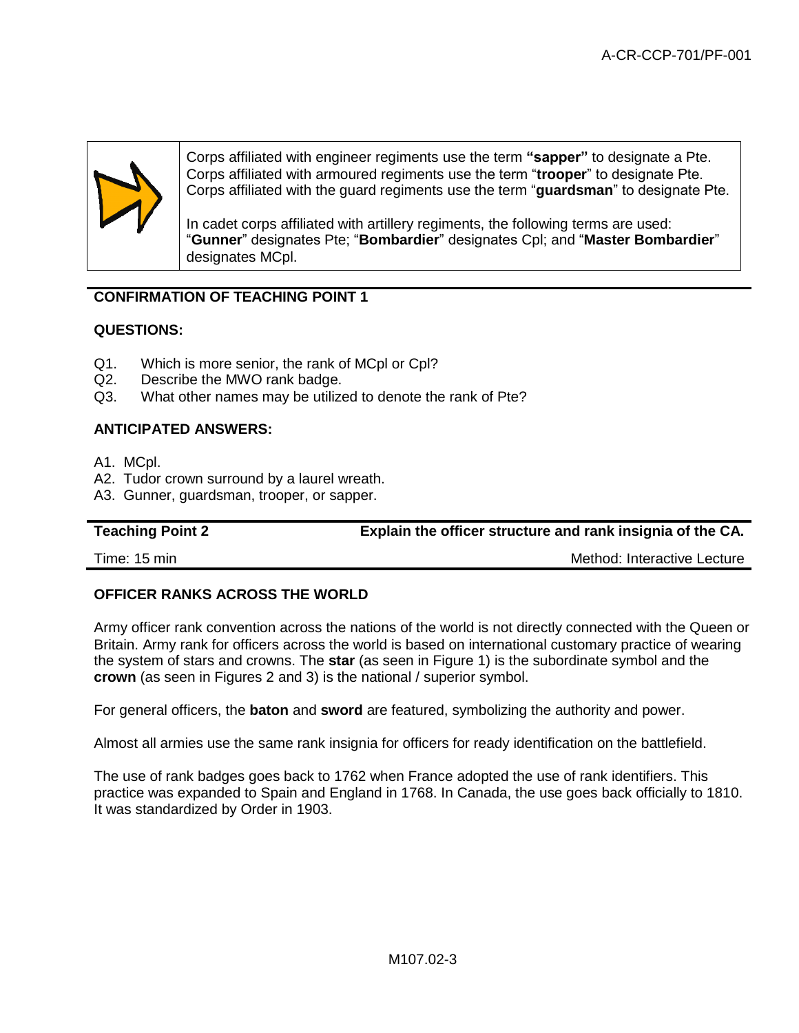Corps affiliated with engineer regiments use the term **"sapper"** to designate a Pte. Corps affiliated with armoured regiments use the term "**trooper**" to designate Pte. Corps affiliated with the guard regiments use the term "**guardsman**" to designate Pte.

In cadet corps affiliated with artillery regiments, the following terms are used: "**Gunner**" designates Pte; "**Bombardier**" designates Cpl; and "**Master Bombardier**" designates MCpl.

## CONFIRMATION OF TEACHING POINT 1

### QUESTIONS:

Q1. Which is more senior, the rank of MCpl or Cpl?
Q2. Describe the MWO rank badge.
Q3. What other names may be utilized to denote the rank of Pte?

### ANTICIPATED ANSWERS:

A1. MCpl.
A2. Tudor crown surround by a laurel wreath.
A3. Gunner, guardsman, trooper, or sapper.

| **Teaching Point 2** | **Explain the officer structure and rank insignia of the CA.** |
|---|---|
| Time: 15 min | Method: Interactive Lecture |

## OFFICER RANKS ACROSS THE WORLD

Army officer rank convention across the nations of the world is not directly connected with the Queen or Britain. Army rank for officers across the world is based on international customary practice of wearing the system of stars and crowns. The **star** (as seen in Figure 1) is the subordinate symbol and the **crown** (as seen in Figures 2 and 3) is the national / superior symbol.

For general officers, the **baton** and **sword** are featured, symbolizing the authority and power.

Almost all armies use the same rank insignia for officers for ready identification on the battlefield.

The use of rank badges goes back to 1762 when France adopted the use of rank identifiers. This practice was expanded to Spain and England in 1768. In Canada, the use goes back officially to 1810. It was standardized by Order in 1903.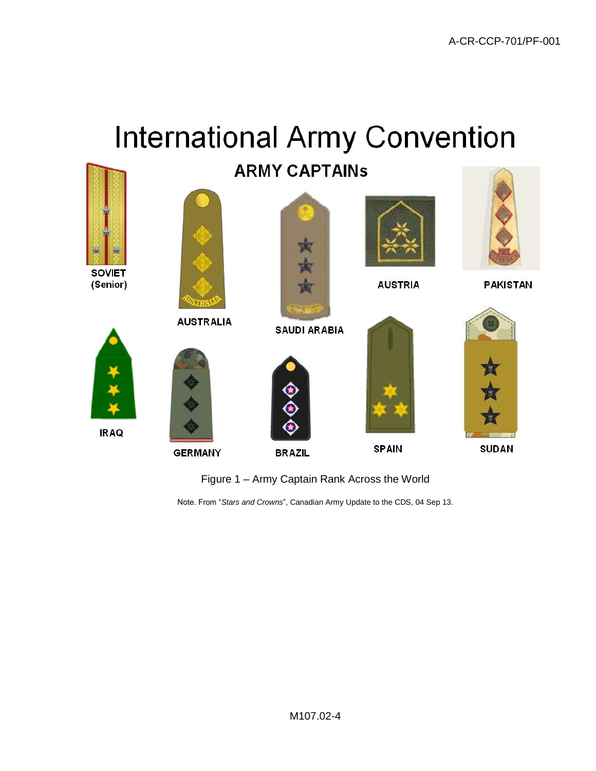# International Army Convention

## ARMY CAPTAINs

SOVIET (Senior)

AUSTRALIA

SAUDI ARABIA

AUSTRIA

PAKISTAN

IRAQ

GERMANY

BRAZIL

SPAIN

SUDAN

Figure 1 – Army Captain Rank Across the World

Note. From "*Stars and Crowns*", Canadian Army Update to the CDS, 04 Sep 13.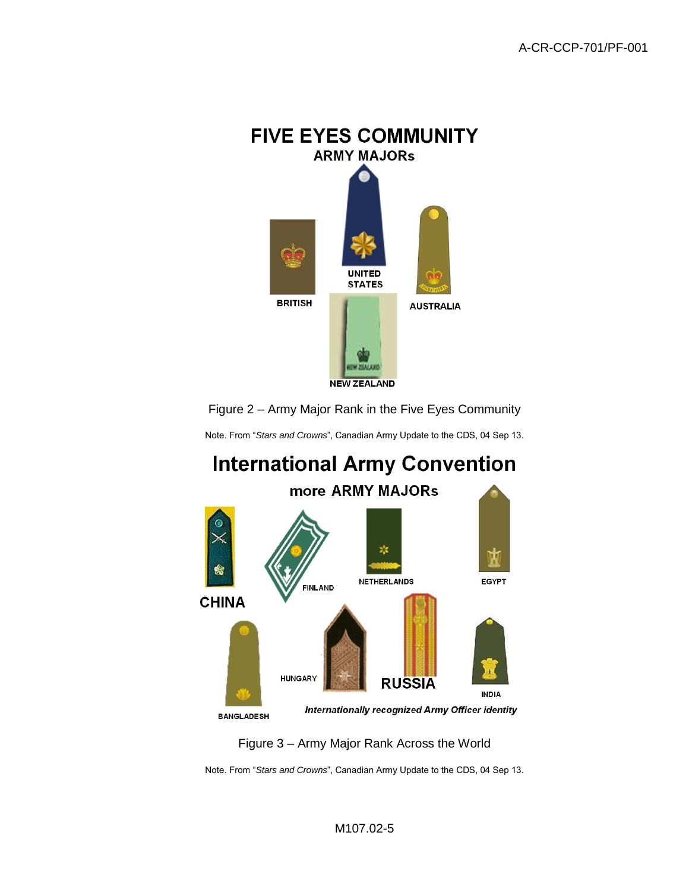FIVE EYES COMMUNITY

ARMY MAJORs

BRITISH

UNITED STATES

AUSTRALIA

NEW ZEALAND

Figure 2 – Army Major Rank in the Five Eyes Community

Note. From "*Stars and Crowns*", Canadian Army Update to the CDS, 04 Sep 13.

International Army Convention

more ARMY MAJORs

CHINA

FINLAND

NETHERLANDS

EGYPT

BANGLADESH

HUNGARY

RUSSIA

INDIA

*Internationally recognized Army Officer identity*

Figure 3 – Army Major Rank Across the World

Note. From "*Stars and Crowns*", Canadian Army Update to the CDS, 04 Sep 13.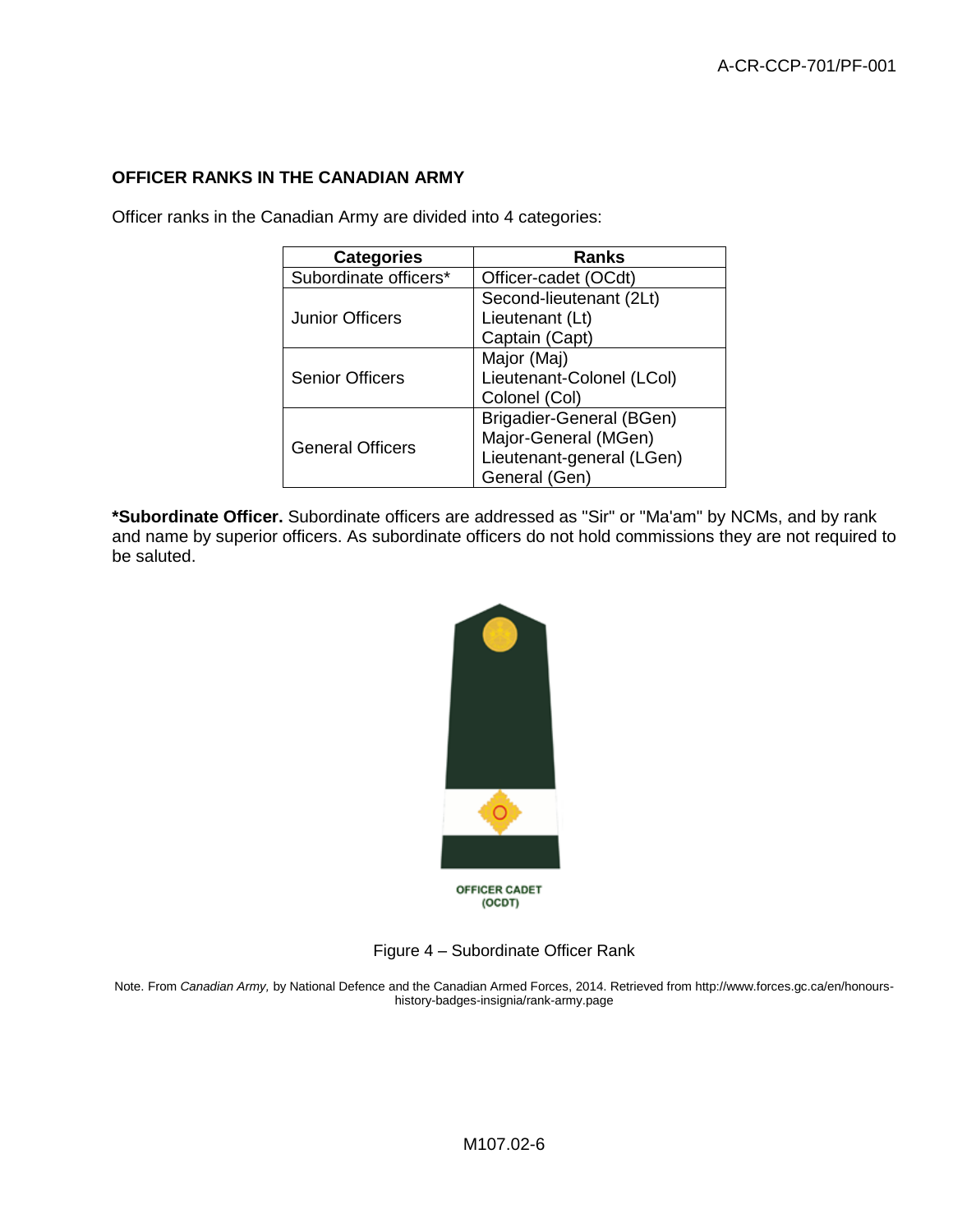## OFFICER RANKS IN THE CANADIAN ARMY

Officer ranks in the Canadian Army are divided into 4 categories:

| Categories | Ranks |
|---|---|
| Subordinate officers* | Officer-cadet (OCdt) |
| Junior Officers | Second-lieutenant (2Lt)<br>Lieutenant (Lt)<br>Captain (Capt) |
| Senior Officers | Major (Maj)<br>Lieutenant-Colonel (LCol)<br>Colonel (Col) |
| General Officers | Brigadier-General (BGen)<br>Major-General (MGen)<br>Lieutenant-general (LGen)<br>General (Gen) |

**\*Subordinate Officer.** Subordinate officers are addressed as "Sir" or "Ma'am" by NCMs, and by rank and name by superior officers. As subordinate officers do not hold commissions they are not required to be saluted.

OFFICER CADET (OCDT)

Figure 4 – Subordinate Officer Rank

Note. From *Canadian Army,* by National Defence and the Canadian Armed Forces, 2014. Retrieved from http://www.forces.gc.ca/en/honours-history-badges-insignia/rank-army.page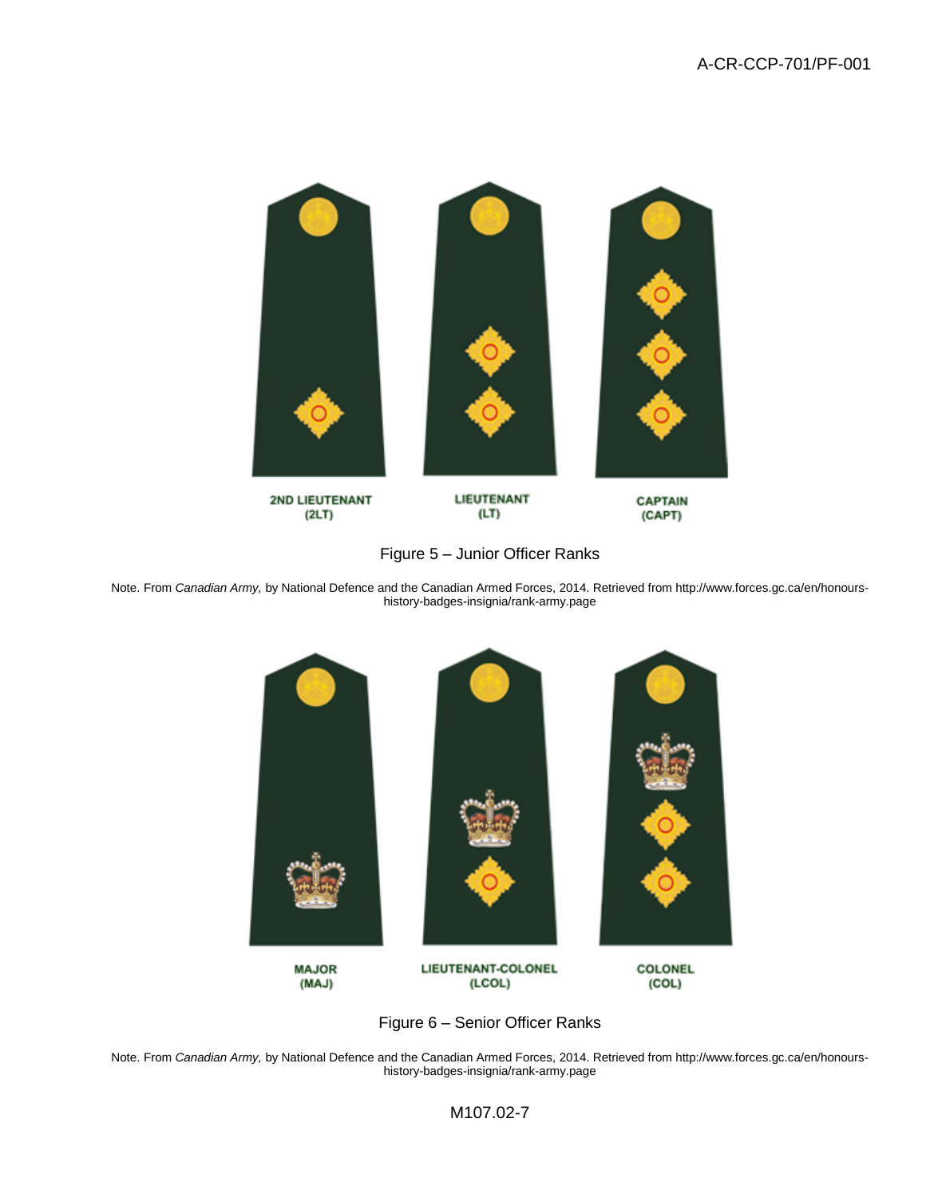2ND LIEUTENANT (2LT)

LIEUTENANT (LT)

CAPTAIN (CAPT)

Figure 5 – Junior Officer Ranks

Note. From *Canadian Army,* by National Defence and the Canadian Armed Forces, 2014. Retrieved from http://www.forces.gc.ca/en/honours-history-badges-insignia/rank-army.page

MAJOR (MAJ)

LIEUTENANT-COLONEL (LCOL)

COLONEL (COL)

Figure 6 – Senior Officer Ranks

Note. From *Canadian Army,* by National Defence and the Canadian Armed Forces, 2014. Retrieved from http://www.forces.gc.ca/en/honours-history-badges-insignia/rank-army.page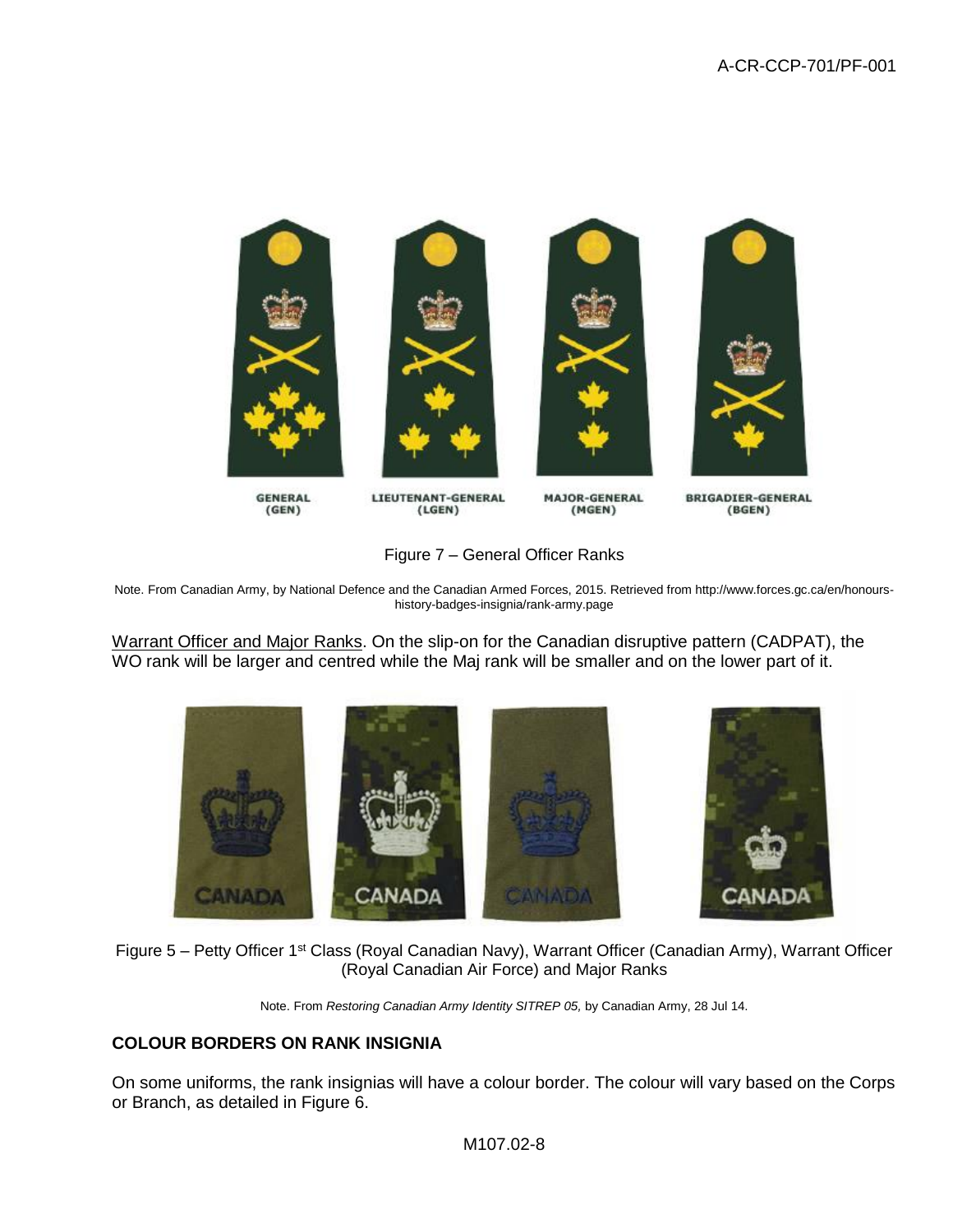GENERAL (GEN) | LIEUTENANT-GENERAL (LGEN) | MAJOR-GENERAL (MGEN) | BRIGADIER-GENERAL (BGEN)

Figure 7 – General Officer Ranks

Note. From Canadian Army, by National Defence and the Canadian Armed Forces, 2015. Retrieved from http://www.forces.gc.ca/en/honours-history-badges-insignia/rank-army.page

Warrant Officer and Major Ranks. On the slip-on for the Canadian disruptive pattern (CADPAT), the WO rank will be larger and centred while the Maj rank will be smaller and on the lower part of it.

Figure 5 – Petty Officer 1st Class (Royal Canadian Navy), Warrant Officer (Canadian Army), Warrant Officer (Royal Canadian Air Force) and Major Ranks

Note. From *Restoring Canadian Army Identity SITREP 05,* by Canadian Army, 28 Jul 14.

## COLOUR BORDERS ON RANK INSIGNIA

On some uniforms, the rank insignias will have a colour border. The colour will vary based on the Corps or Branch, as detailed in Figure 6.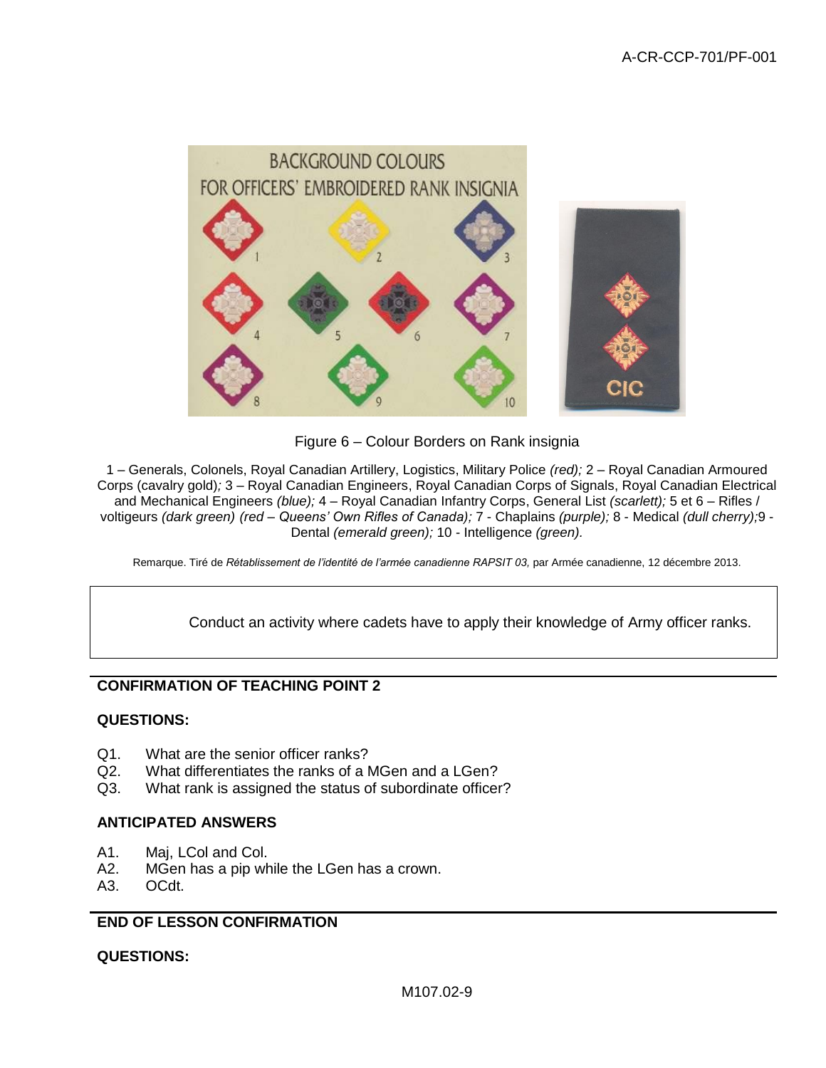Figure 6 – Colour Borders on Rank insignia

1 – Generals, Colonels, Royal Canadian Artillery, Logistics, Military Police *(red);* 2 – Royal Canadian Armoured Corps (cavalry gold)*;* 3 – Royal Canadian Engineers, Royal Canadian Corps of Signals, Royal Canadian Electrical and Mechanical Engineers *(blue);* 4 – Royal Canadian Infantry Corps, General List *(scarlett);* 5 et 6 – Rifles / voltigeurs *(dark green) (red – Queens' Own Rifles of Canada);* 7 - Chaplains *(purple);* 8 - Medical *(dull cherry);*9 - Dental *(emerald green);* 10 - Intelligence *(green).*

Remarque. Tiré de *Rétablissement de l'identité de l'armée canadienne RAPSIT 03,* par Armée canadienne, 12 décembre 2013.

Conduct an activity where cadets have to apply their knowledge of Army officer ranks.

## CONFIRMATION OF TEACHING POINT 2

**QUESTIONS:**

Q1. What are the senior officer ranks?
Q2. What differentiates the ranks of a MGen and a LGen?
Q3. What rank is assigned the status of subordinate officer?

**ANTICIPATED ANSWERS**

A1. Maj, LCol and Col.
A2. MGen has a pip while the LGen has a crown.
A3. OCdt.

## END OF LESSON CONFIRMATION

**QUESTIONS:**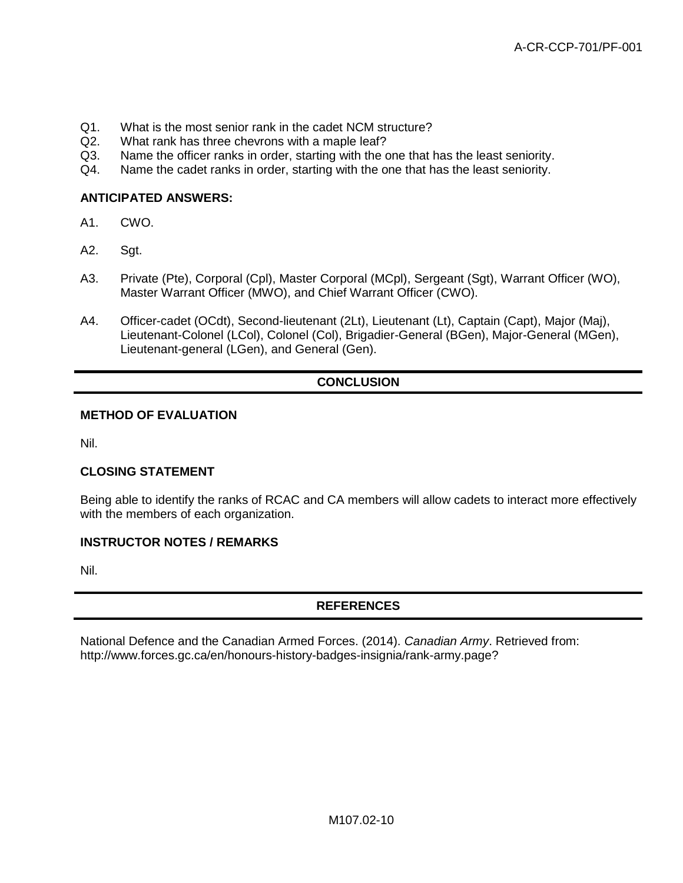Q1. What is the most senior rank in the cadet NCM structure?
Q2. What rank has three chevrons with a maple leaf?
Q3. Name the officer ranks in order, starting with the one that has the least seniority.
Q4. Name the cadet ranks in order, starting with the one that has the least seniority.

**ANTICIPATED ANSWERS:**

A1. CWO.

A2. Sgt.

A3. Private (Pte), Corporal (Cpl), Master Corporal (MCpl), Sergeant (Sgt), Warrant Officer (WO), Master Warrant Officer (MWO), and Chief Warrant Officer (CWO).

A4. Officer-cadet (OCdt), Second-lieutenant (2Lt), Lieutenant (Lt), Captain (Capt), Major (Maj), Lieutenant-Colonel (LCol), Colonel (Col), Brigadier-General (BGen), Major-General (MGen), Lieutenant-general (LGen), and General (Gen).

## CONCLUSION

### METHOD OF EVALUATION

Nil.

### CLOSING STATEMENT

Being able to identify the ranks of RCAC and CA members will allow cadets to interact more effectively with the members of each organization.

### INSTRUCTOR NOTES / REMARKS

Nil.

## REFERENCES

National Defence and the Canadian Armed Forces. (2014). *Canadian Army*. Retrieved from: http://www.forces.gc.ca/en/honours-history-badges-insignia/rank-army.page?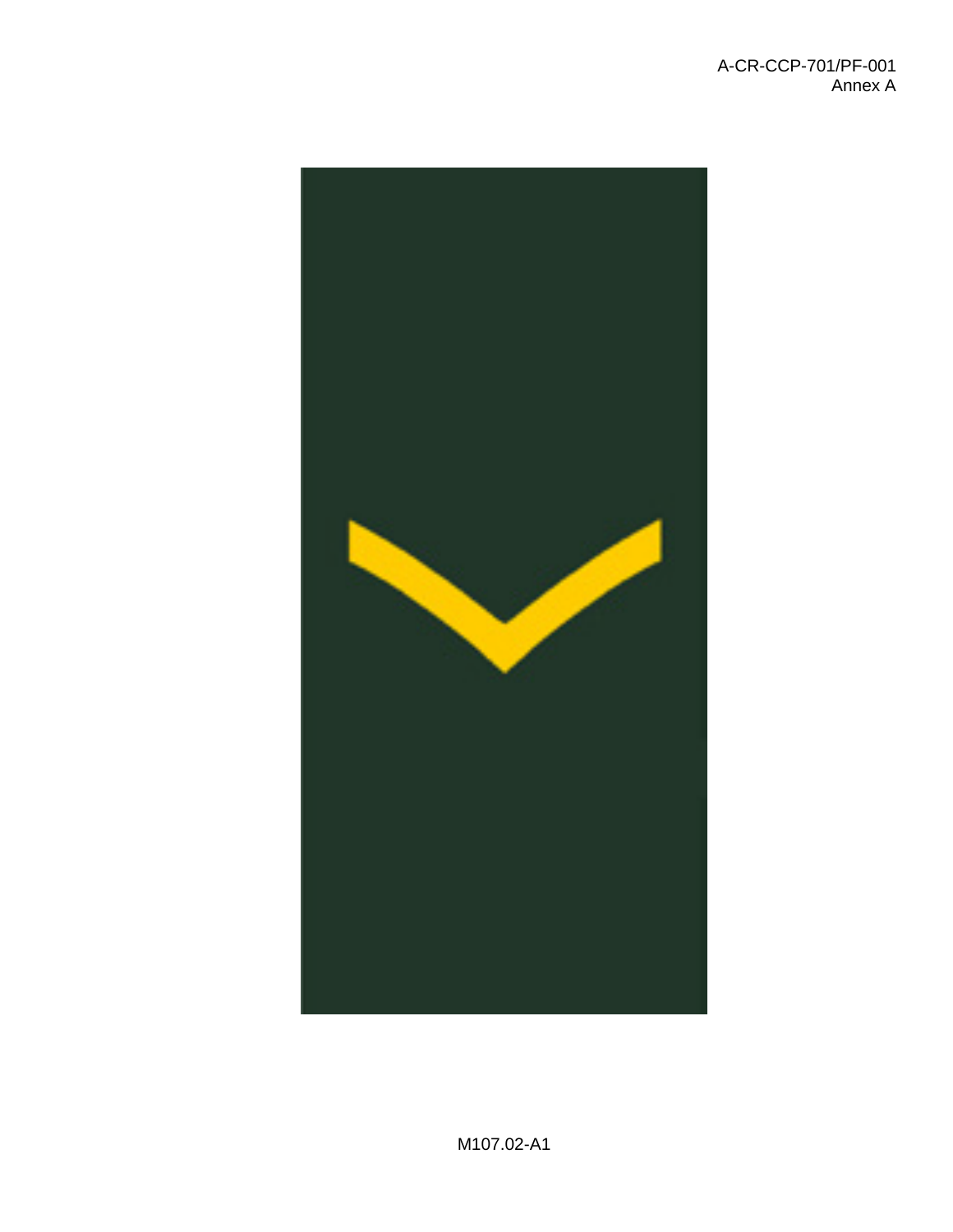M107.02-A1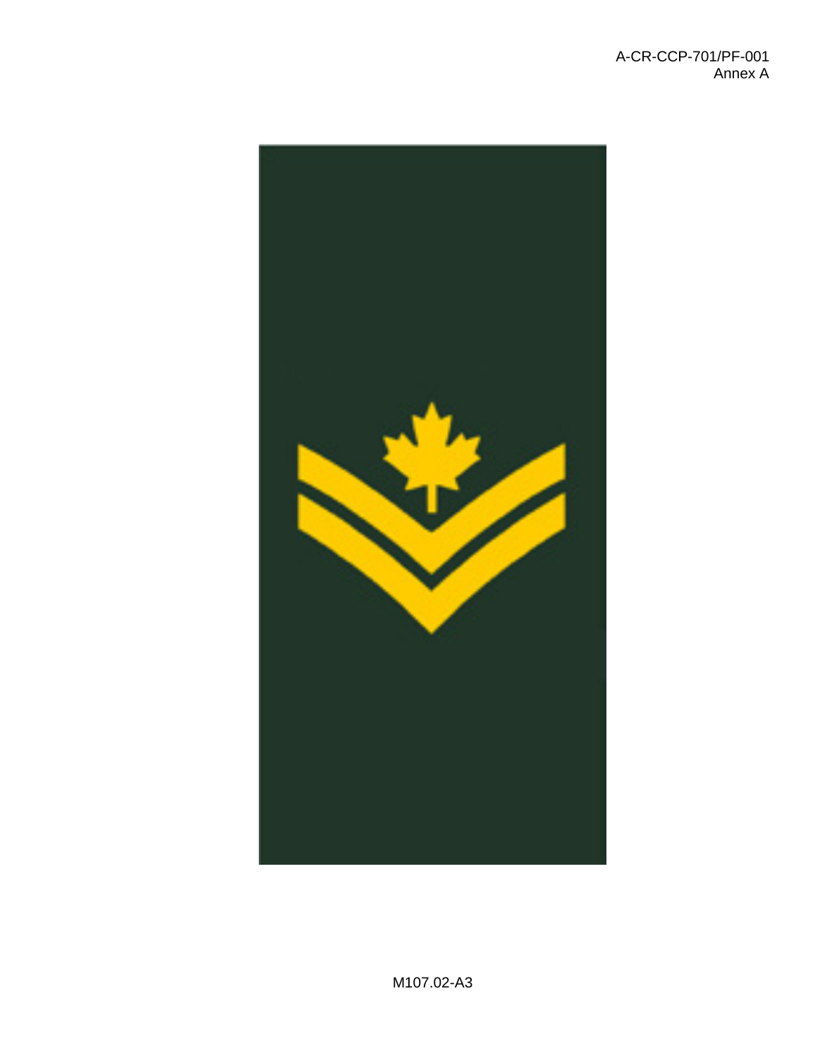M107.02-A3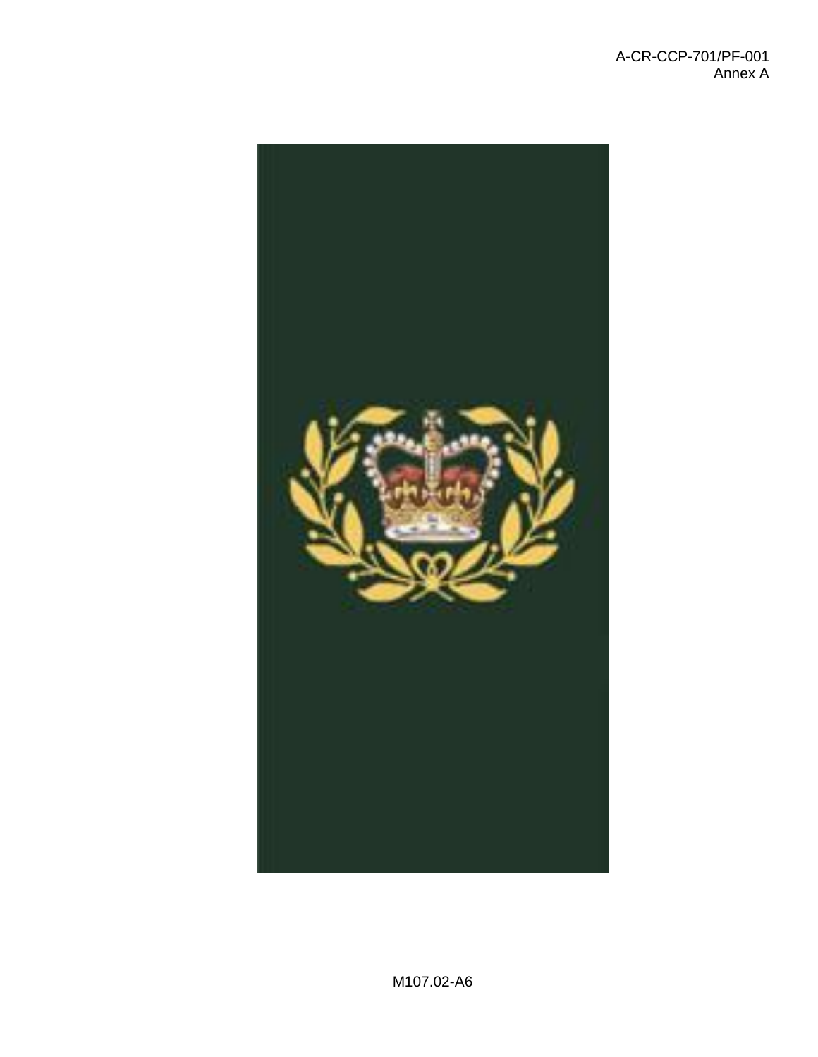M107.02-A6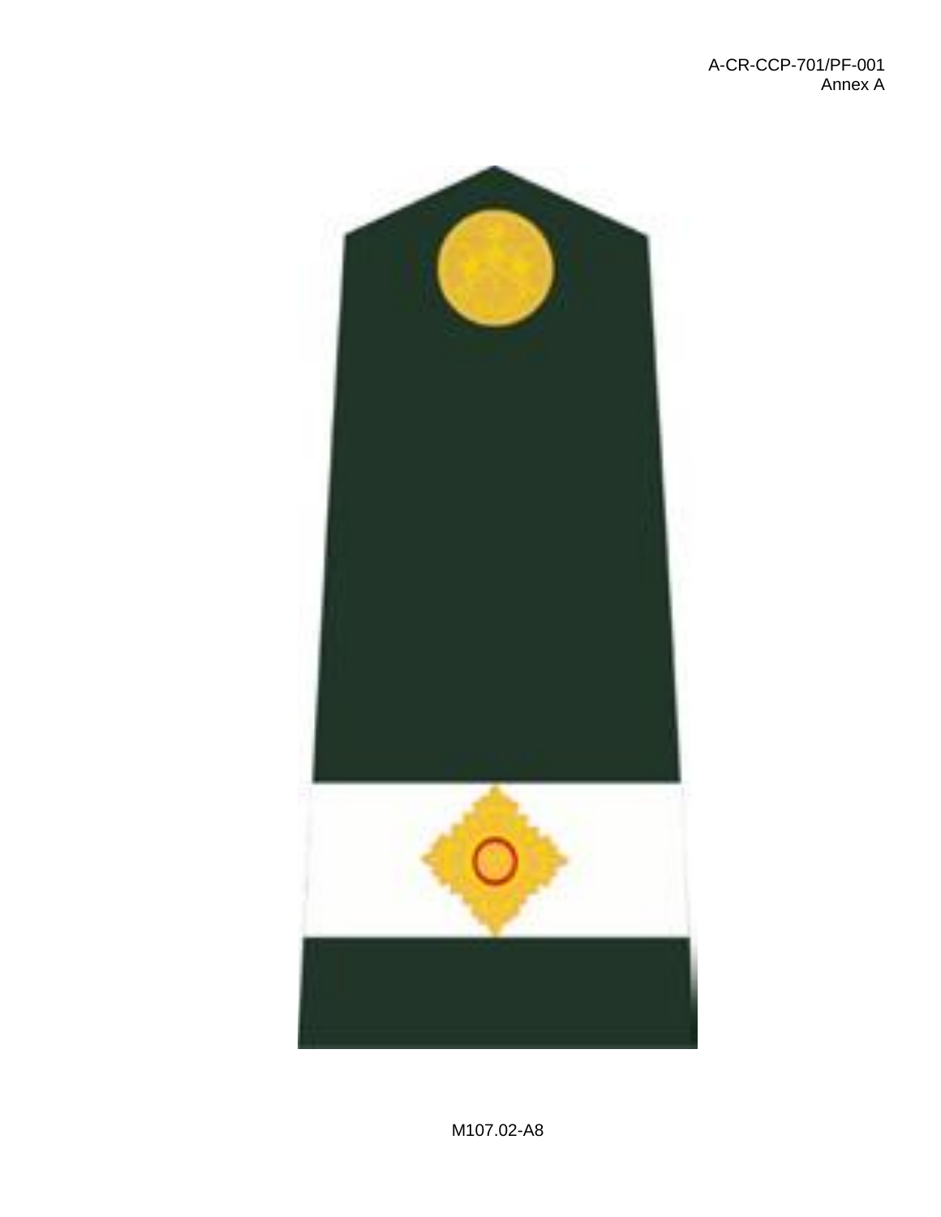M107.02-A8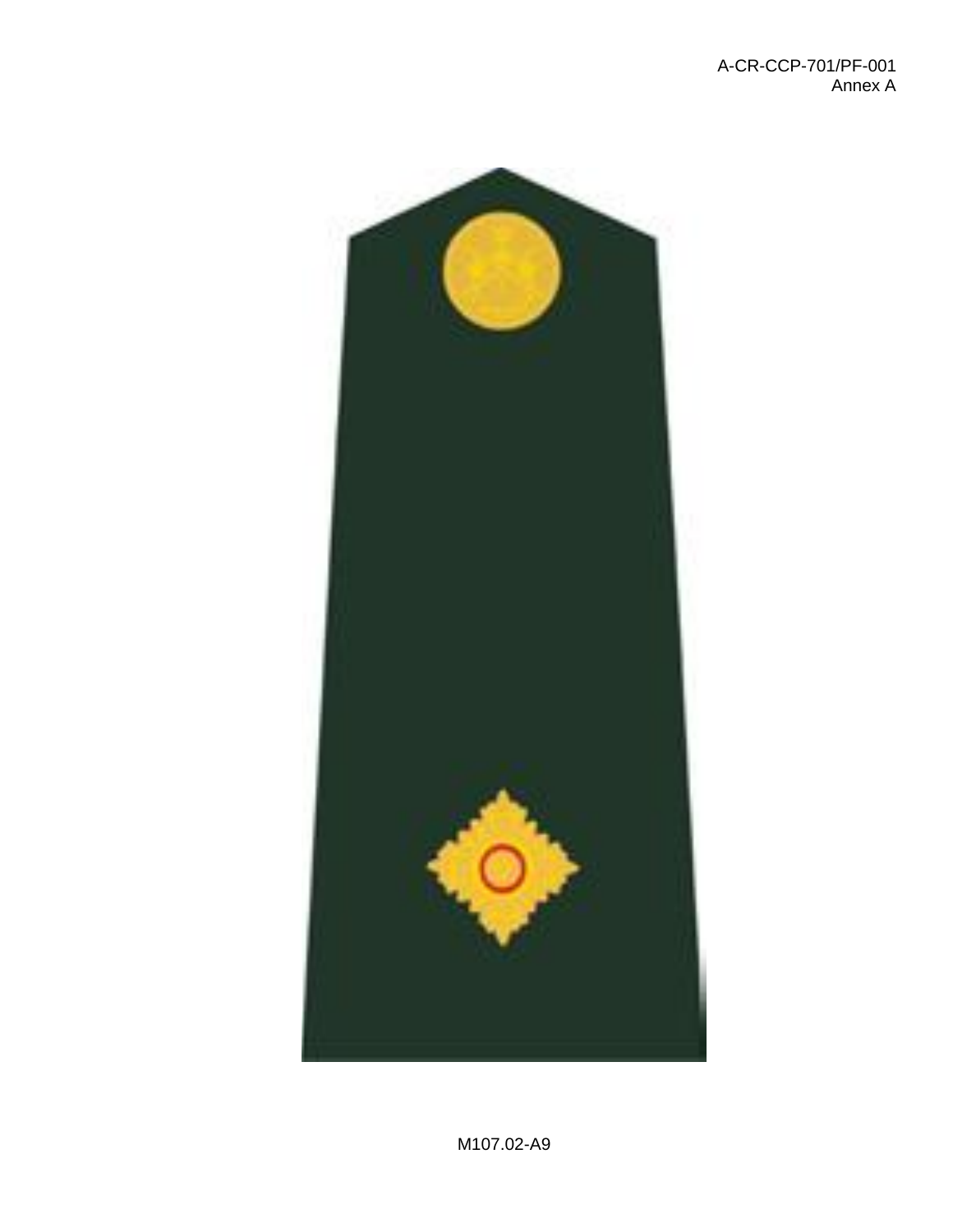M107.02-A9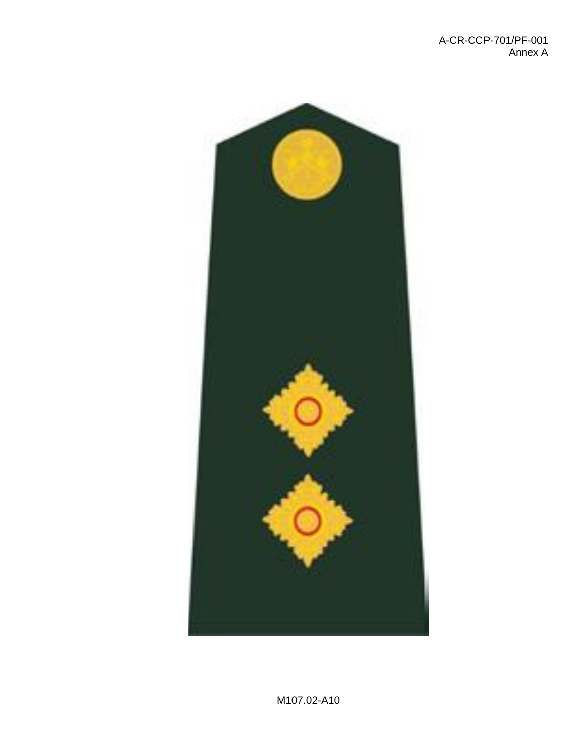M107.02-A10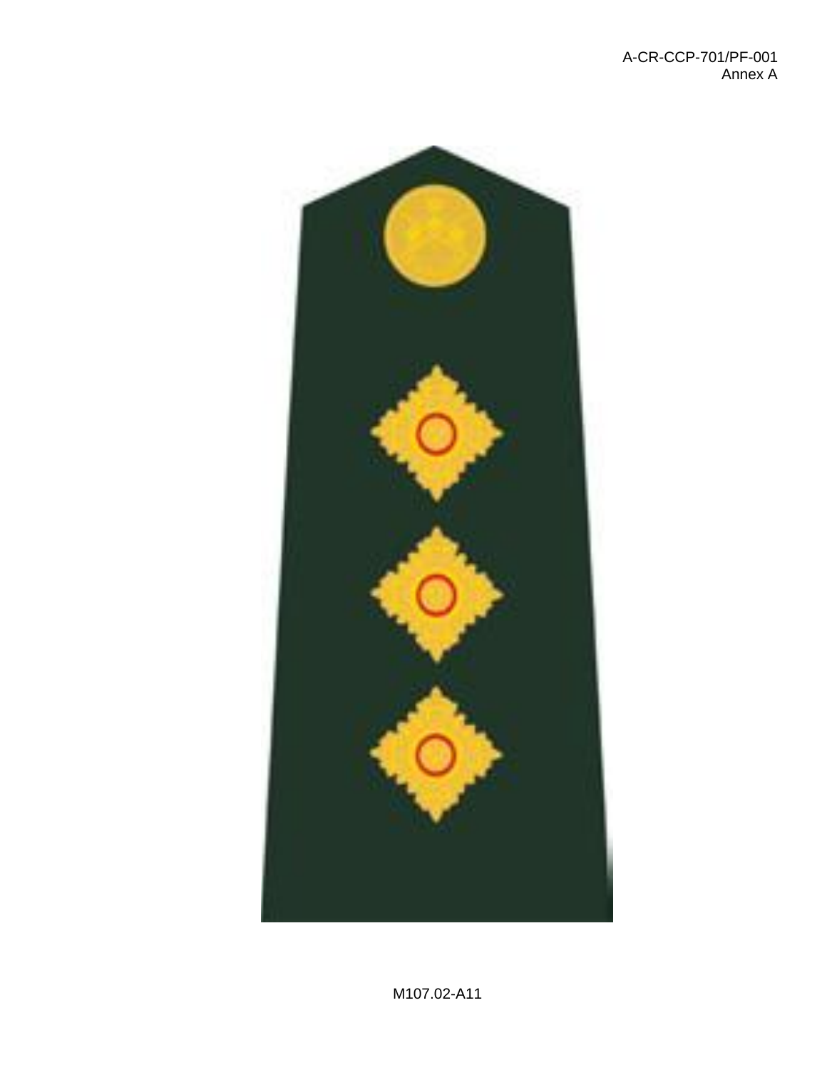M107.02-A11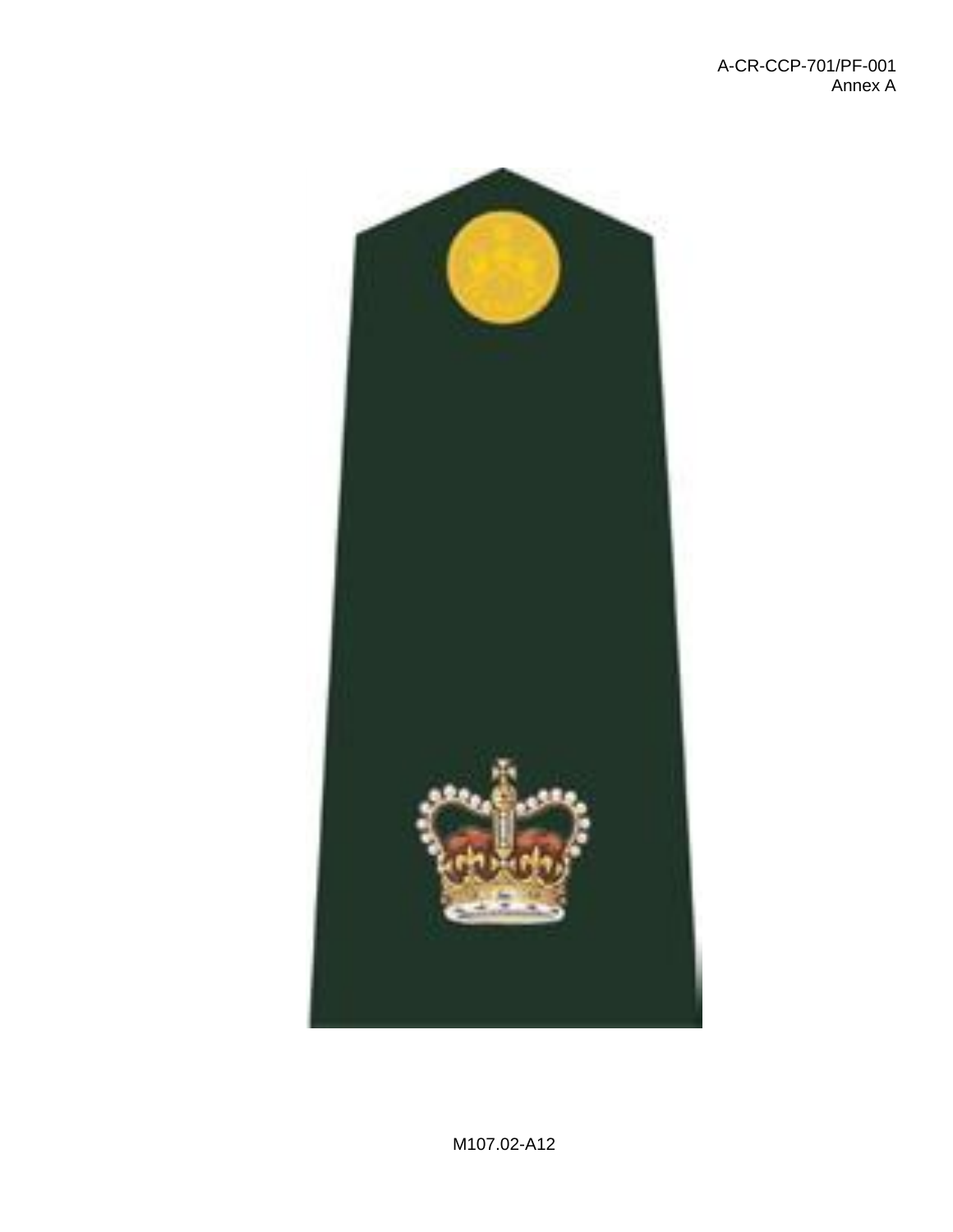M107.02-A12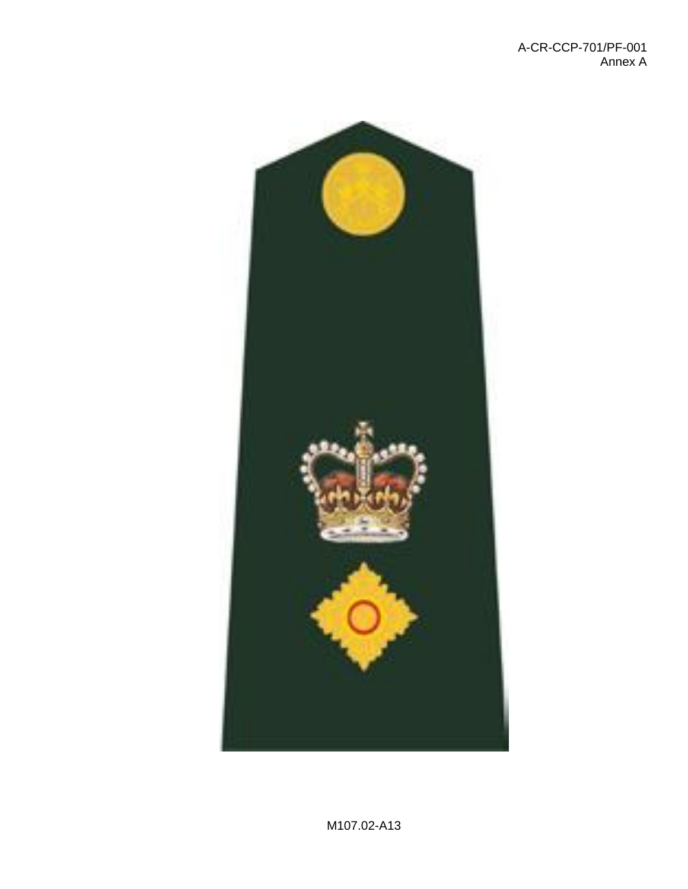M107.02-A13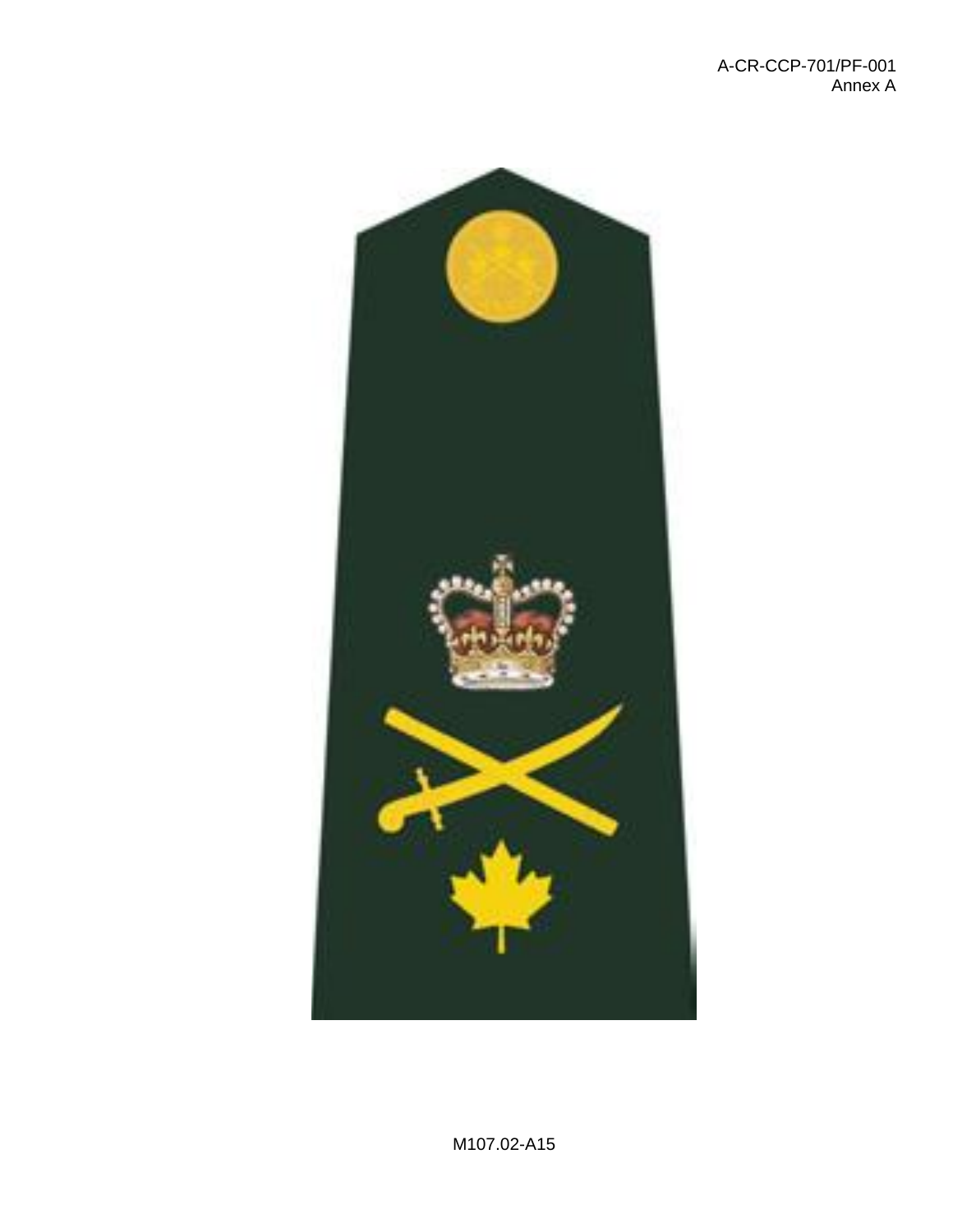M107.02-A15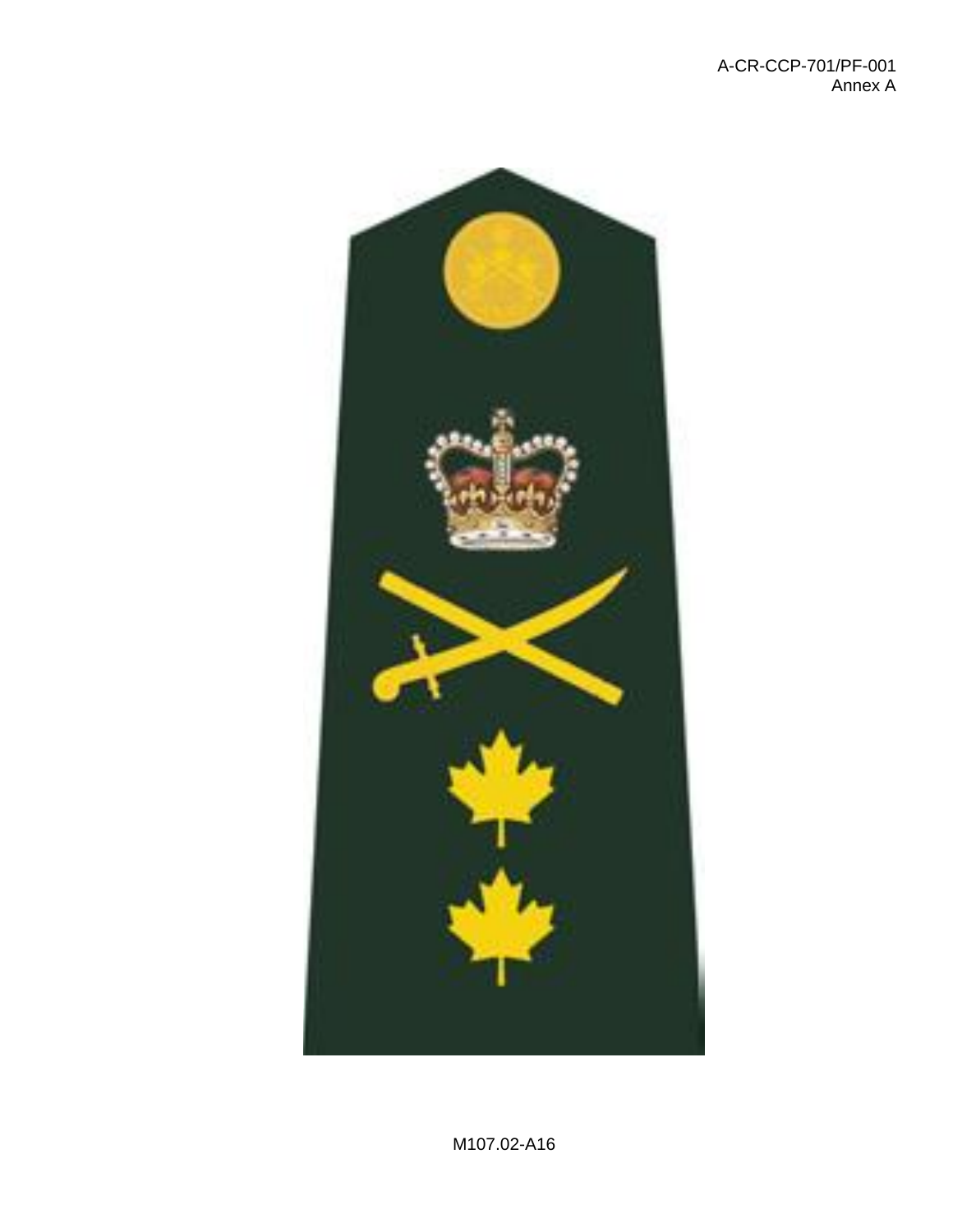M107.02-A16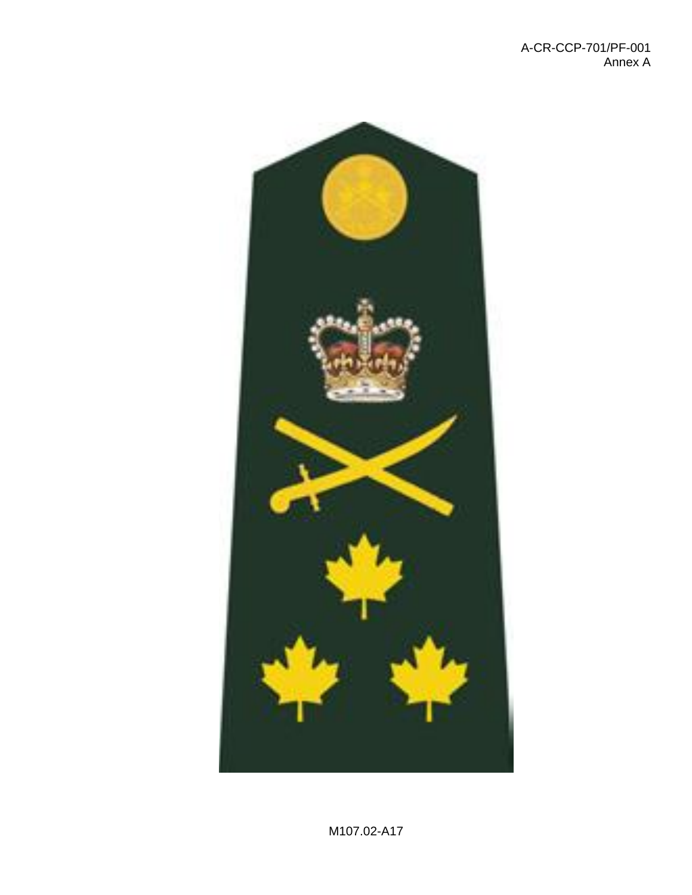M107.02-A17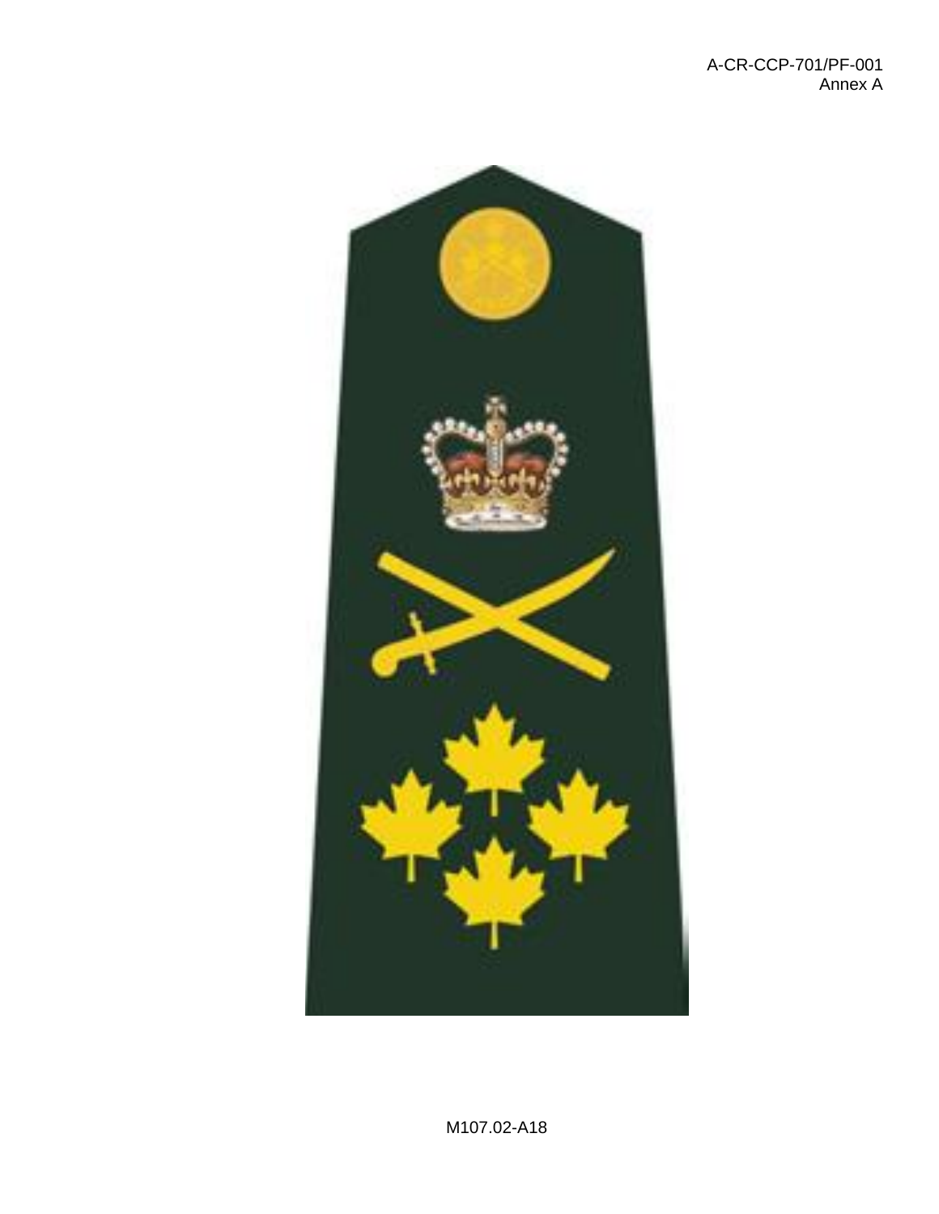M107.02-A18